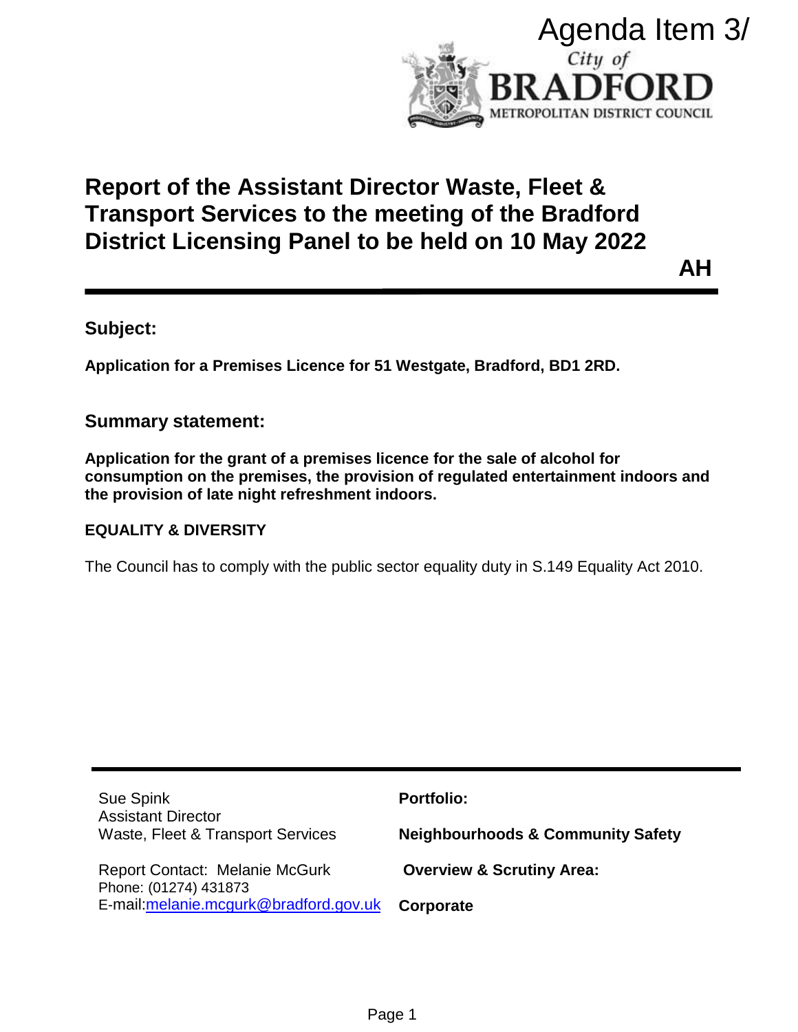Agenda Item 3/

City of **BRADFORD**
METROPOLITAN DISTRICT COUNCIL

# Report of the Assistant Director Waste, Fleet & Transport Services to the meeting of the Bradford District Licensing Panel to be held on 10 May 2022

**AH**

## Subject:

**Application for a Premises Licence for 51 Westgate, Bradford, BD1 2RD.**

## Summary statement:

**Application for the grant of a premises licence for the sale of alcohol for consumption on the premises, the provision of regulated entertainment indoors and the provision of late night refreshment indoors.**

**EQUALITY & DIVERSITY**

The Council has to comply with the public sector equality duty in S.149 Equality Act 2010.

Sue Spink
Assistant Director
Waste, Fleet & Transport Services

Report Contact: Melanie McGurk
Phone: (01274) 431873
E-mail: melanie.mcgurk@bradford.gov.uk

**Portfolio:**

**Neighbourhoods & Community Safety**

**Overview & Scrutiny Area:**

**Corporate**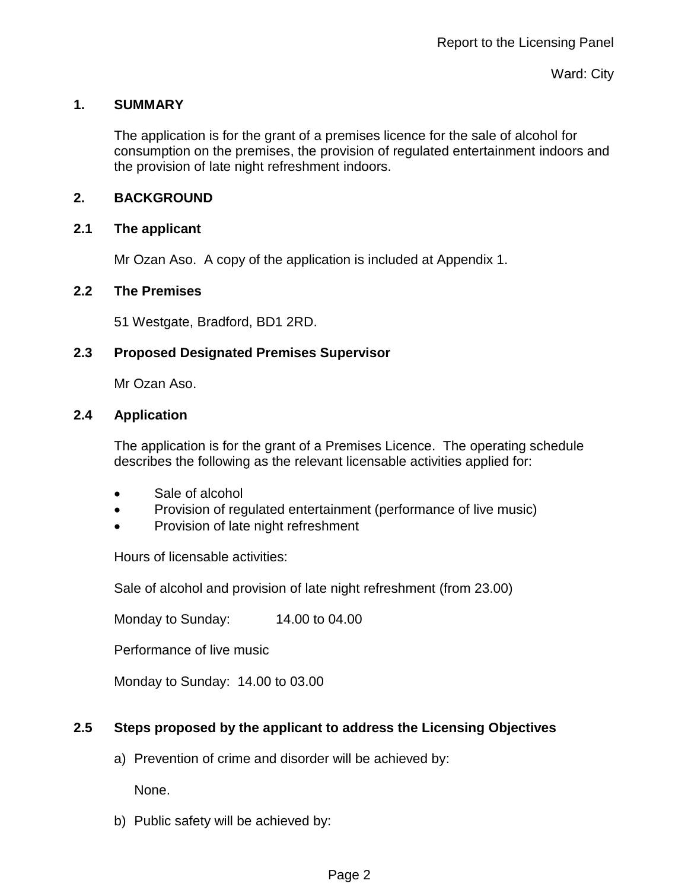Report to the Licensing Panel

Ward: City

## 1. SUMMARY

The application is for the grant of a premises licence for the sale of alcohol for consumption on the premises, the provision of regulated entertainment indoors and the provision of late night refreshment indoors.

## 2. BACKGROUND

### 2.1 The applicant

Mr Ozan Aso. A copy of the application is included at Appendix 1.

### 2.2 The Premises

51 Westgate, Bradford, BD1 2RD.

### 2.3 Proposed Designated Premises Supervisor

Mr Ozan Aso.

### 2.4 Application

The application is for the grant of a Premises Licence. The operating schedule describes the following as the relevant licensable activities applied for:

- Sale of alcohol
- Provision of regulated entertainment (performance of live music)
- Provision of late night refreshment

Hours of licensable activities:

Sale of alcohol and provision of late night refreshment (from 23.00)

Monday to Sunday: 14.00 to 04.00

Performance of live music

Monday to Sunday: 14.00 to 03.00

### 2.5 Steps proposed by the applicant to address the Licensing Objectives

a) Prevention of crime and disorder will be achieved by:

None.

b) Public safety will be achieved by: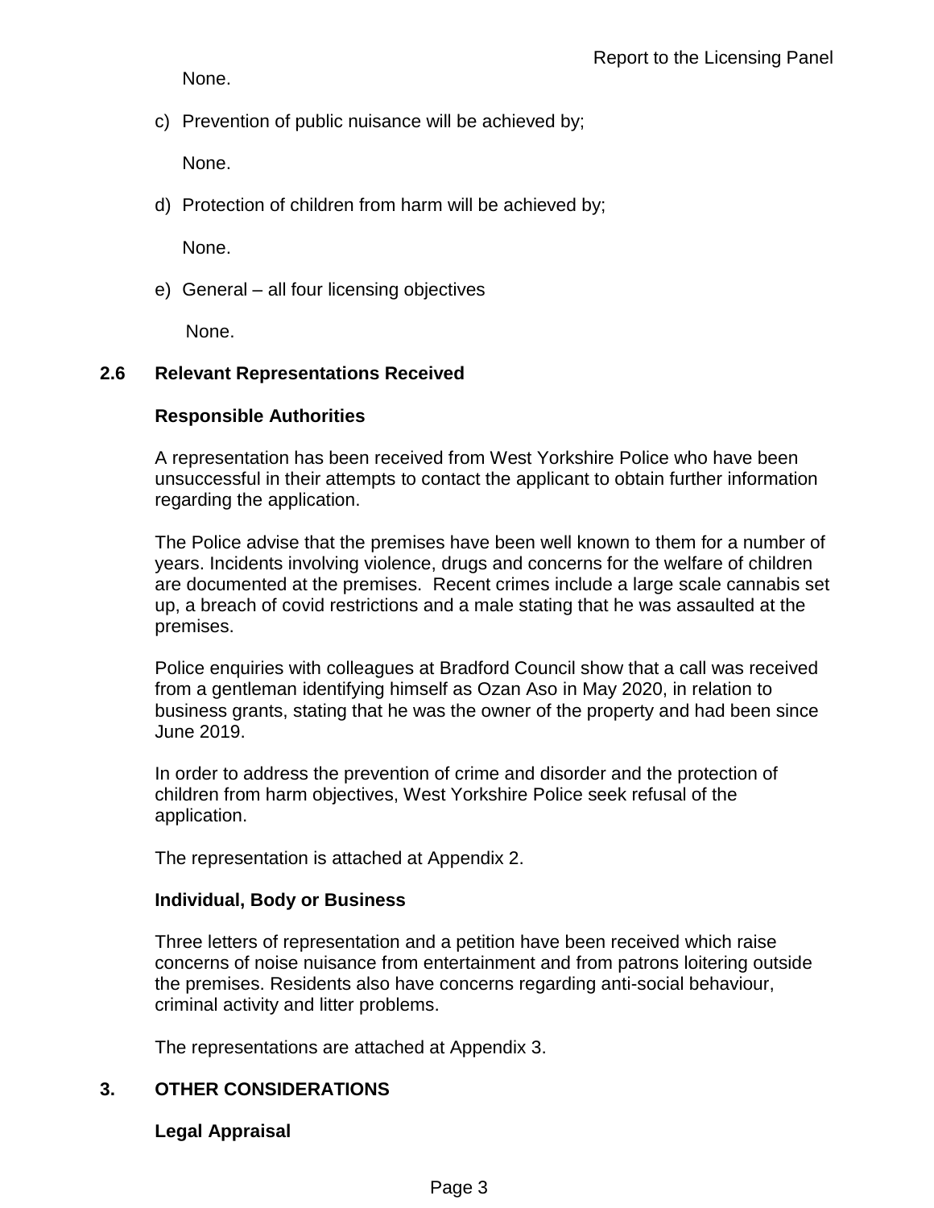None.

c) Prevention of public nuisance will be achieved by;

None.

d) Protection of children from harm will be achieved by;

None.

e) General – all four licensing objectives

None.

## 2.6 Relevant Representations Received

**Responsible Authorities**

A representation has been received from West Yorkshire Police who have been unsuccessful in their attempts to contact the applicant to obtain further information regarding the application.

The Police advise that the premises have been well known to them for a number of years. Incidents involving violence, drugs and concerns for the welfare of children are documented at the premises. Recent crimes include a large scale cannabis set up, a breach of covid restrictions and a male stating that he was assaulted at the premises.

Police enquiries with colleagues at Bradford Council show that a call was received from a gentleman identifying himself as Ozan Aso in May 2020, in relation to business grants, stating that he was the owner of the property and had been since June 2019.

In order to address the prevention of crime and disorder and the protection of children from harm objectives, West Yorkshire Police seek refusal of the application.

The representation is attached at Appendix 2.

**Individual, Body or Business**

Three letters of representation and a petition have been received which raise concerns of noise nuisance from entertainment and from patrons loitering outside the premises. Residents also have concerns regarding anti-social behaviour, criminal activity and litter problems.

The representations are attached at Appendix 3.

## 3. OTHER CONSIDERATIONS

**Legal Appraisal**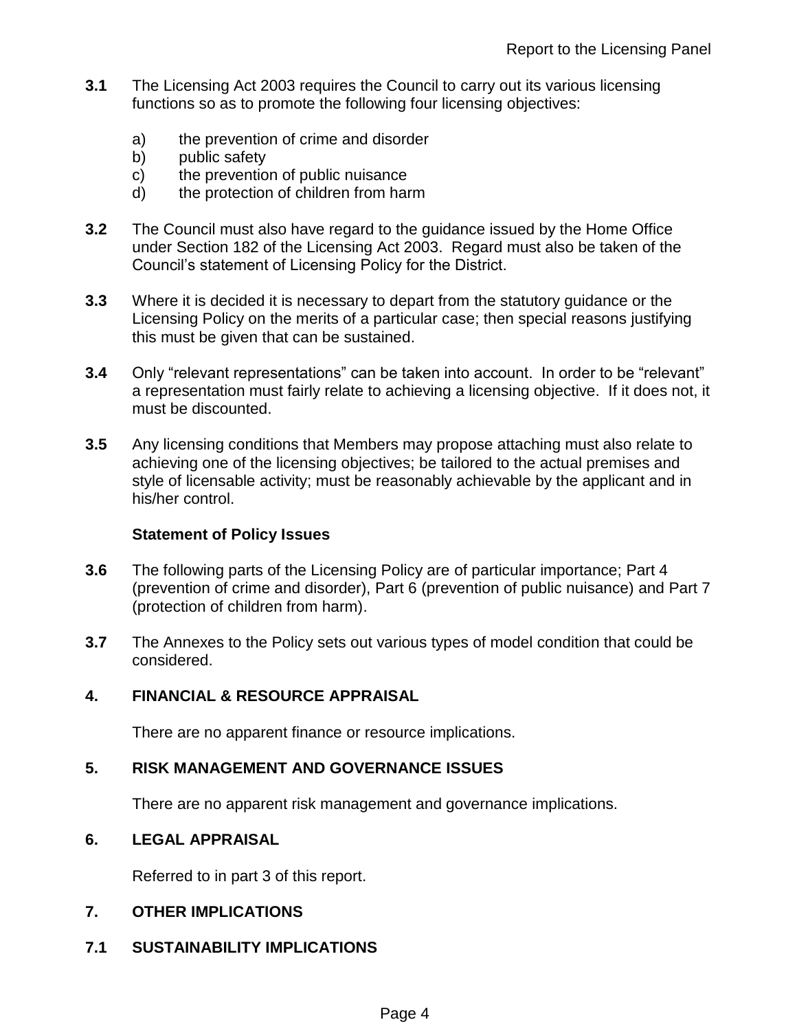**3.1** The Licensing Act 2003 requires the Council to carry out its various licensing functions so as to promote the following four licensing objectives:

a) the prevention of crime and disorder
b) public safety
c) the prevention of public nuisance
d) the protection of children from harm

**3.2** The Council must also have regard to the guidance issued by the Home Office under Section 182 of the Licensing Act 2003. Regard must also be taken of the Council's statement of Licensing Policy for the District.

**3.3** Where it is decided it is necessary to depart from the statutory guidance or the Licensing Policy on the merits of a particular case; then special reasons justifying this must be given that can be sustained.

**3.4** Only "relevant representations" can be taken into account. In order to be "relevant" a representation must fairly relate to achieving a licensing objective. If it does not, it must be discounted.

**3.5** Any licensing conditions that Members may propose attaching must also relate to achieving one of the licensing objectives; be tailored to the actual premises and style of licensable activity; must be reasonably achievable by the applicant and in his/her control.

**Statement of Policy Issues**

**3.6** The following parts of the Licensing Policy are of particular importance; Part 4 (prevention of crime and disorder), Part 6 (prevention of public nuisance) and Part 7 (protection of children from harm).

**3.7** The Annexes to the Policy sets out various types of model condition that could be considered.

## 4. FINANCIAL & RESOURCE APPRAISAL

There are no apparent finance or resource implications.

## 5. RISK MANAGEMENT AND GOVERNANCE ISSUES

There are no apparent risk management and governance implications.

## 6. LEGAL APPRAISAL

Referred to in part 3 of this report.

## 7. OTHER IMPLICATIONS

### 7.1 SUSTAINABILITY IMPLICATIONS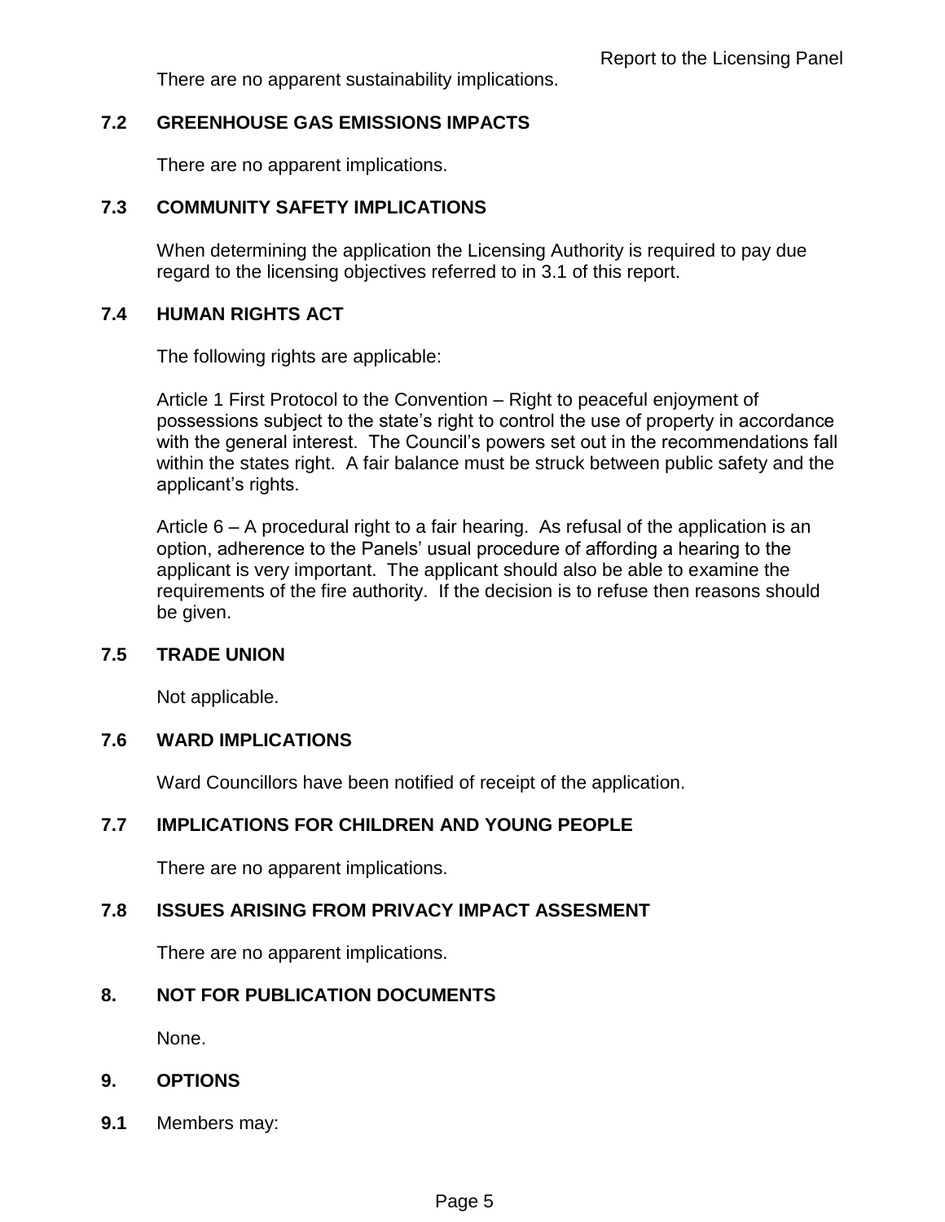There are no apparent sustainability implications.

**7.2 GREENHOUSE GAS EMISSIONS IMPACTS**

There are no apparent implications.

**7.3 COMMUNITY SAFETY IMPLICATIONS**

When determining the application the Licensing Authority is required to pay due regard to the licensing objectives referred to in 3.1 of this report.

**7.4 HUMAN RIGHTS ACT**

The following rights are applicable:

Article 1 First Protocol to the Convention – Right to peaceful enjoyment of possessions subject to the state's right to control the use of property in accordance with the general interest. The Council's powers set out in the recommendations fall within the states right. A fair balance must be struck between public safety and the applicant's rights.

Article 6 – A procedural right to a fair hearing. As refusal of the application is an option, adherence to the Panels' usual procedure of affording a hearing to the applicant is very important. The applicant should also be able to examine the requirements of the fire authority. If the decision is to refuse then reasons should be given.

**7.5 TRADE UNION**

Not applicable.

**7.6 WARD IMPLICATIONS**

Ward Councillors have been notified of receipt of the application.

**7.7 IMPLICATIONS FOR CHILDREN AND YOUNG PEOPLE**

There are no apparent implications.

**7.8 ISSUES ARISING FROM PRIVACY IMPACT ASSESEMENT**

There are no apparent implications.

**8. NOT FOR PUBLICATION DOCUMENTS**

None.

**9. OPTIONS**

**9.1** Members may: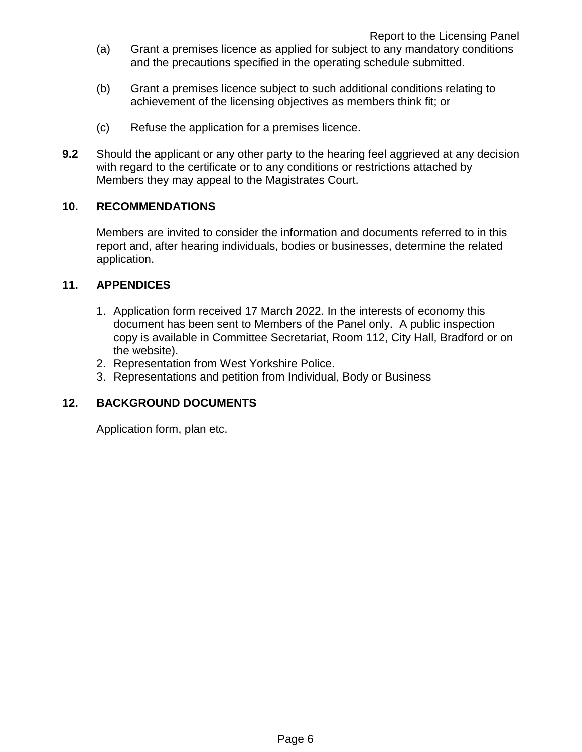(a) Grant a premises licence as applied for subject to any mandatory conditions and the precautions specified in the operating schedule submitted.

(b) Grant a premises licence subject to such additional conditions relating to achievement of the licensing objectives as members think fit; or

(c) Refuse the application for a premises licence.

**9.2** Should the applicant or any other party to the hearing feel aggrieved at any decision with regard to the certificate or to any conditions or restrictions attached by Members they may appeal to the Magistrates Court.

## 10. RECOMMENDATIONS

Members are invited to consider the information and documents referred to in this report and, after hearing individuals, bodies or businesses, determine the related application.

## 11. APPENDICES

1. Application form received 17 March 2022. In the interests of economy this document has been sent to Members of the Panel only. A public inspection copy is available in Committee Secretariat, Room 112, City Hall, Bradford or on the website).
2. Representation from West Yorkshire Police.
3. Representations and petition from Individual, Body or Business

## 12. BACKGROUND DOCUMENTS

Application form, plan etc.